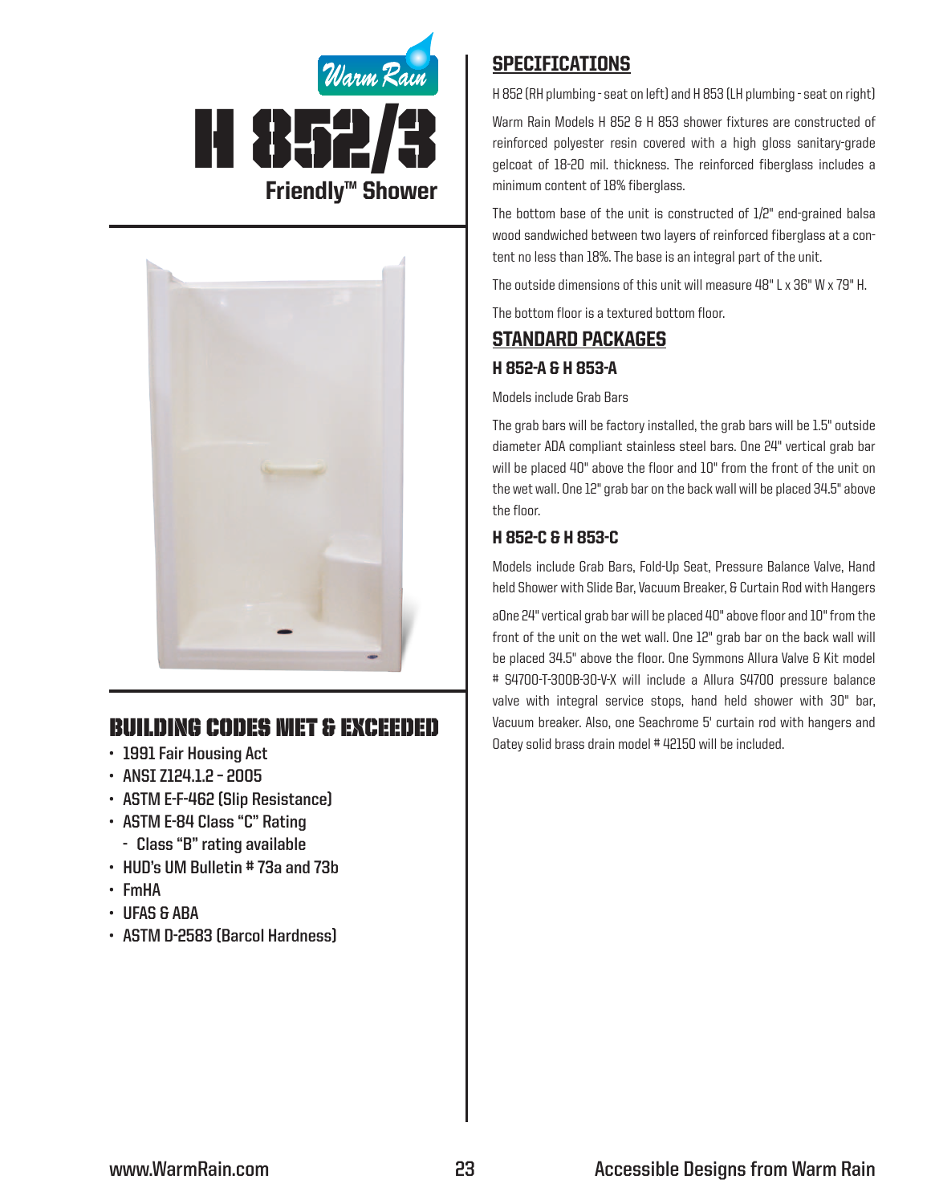Warm Rain

# H 852/3

**Friendly™ Shower**

## BUILDING CODES MET & EXCEEDED

- 1991 Fair Housing Act
- ANSI Z124.1.2 – 2005
- ASTM E-F-462 (Slip Resistance)
- ASTM E-84 Class "C" Rating
  - Class "B" rating available
- HUD's UM Bulletin # 73a and 73b
- FmHA
- UFAS & ABA
- ASTM D-2583 (Barcol Hardness)

## SPECIFICATIONS

H 852 (RH plumbing - seat on left) and H 853 (LH plumbing - seat on right)

Warm Rain Models H 852 & H 853 shower fixtures are constructed of reinforced polyester resin covered with a high gloss sanitary-grade gelcoat of 18-20 mil. thickness. The reinforced fiberglass includes a minimum content of 18% fiberglass.

The bottom base of the unit is constructed of 1/2" end-grained balsa wood sandwiched between two layers of reinforced fiberglass at a content no less than 18%. The base is an integral part of the unit.

The outside dimensions of this unit will measure 48" L x 36" W x 79" H.

The bottom floor is a textured bottom floor.

## STANDARD PACKAGES

### H 852-A & H 853-A

Models include Grab Bars

The grab bars will be factory installed, the grab bars will be 1.5" outside diameter ADA compliant stainless steel bars. One 24" vertical grab bar will be placed 40" above the floor and 10" from the front of the unit on the wet wall. One 12" grab bar on the back wall will be placed 34.5" above the floor.

### H 852-C & H 853-C

Models include Grab Bars, Fold-Up Seat, Pressure Balance Valve, Hand held Shower with Slide Bar, Vacuum Breaker, & Curtain Rod with Hangers

aOne 24" vertical grab bar will be placed 40" above floor and 10" from the front of the unit on the wet wall. One 12" grab bar on the back wall will be placed 34.5" above the floor. One Symmons Allura Valve & Kit model # S4700-T-300B-30-V-X will include a Allura S4700 pressure balance valve with integral service stops, hand held shower with 30" bar, Vacuum breaker. Also, one Seachrome 5' curtain rod with hangers and Oatey solid brass drain model # 42150 will be included.

www.WarmRain.com

Accessible Designs from Warm Rain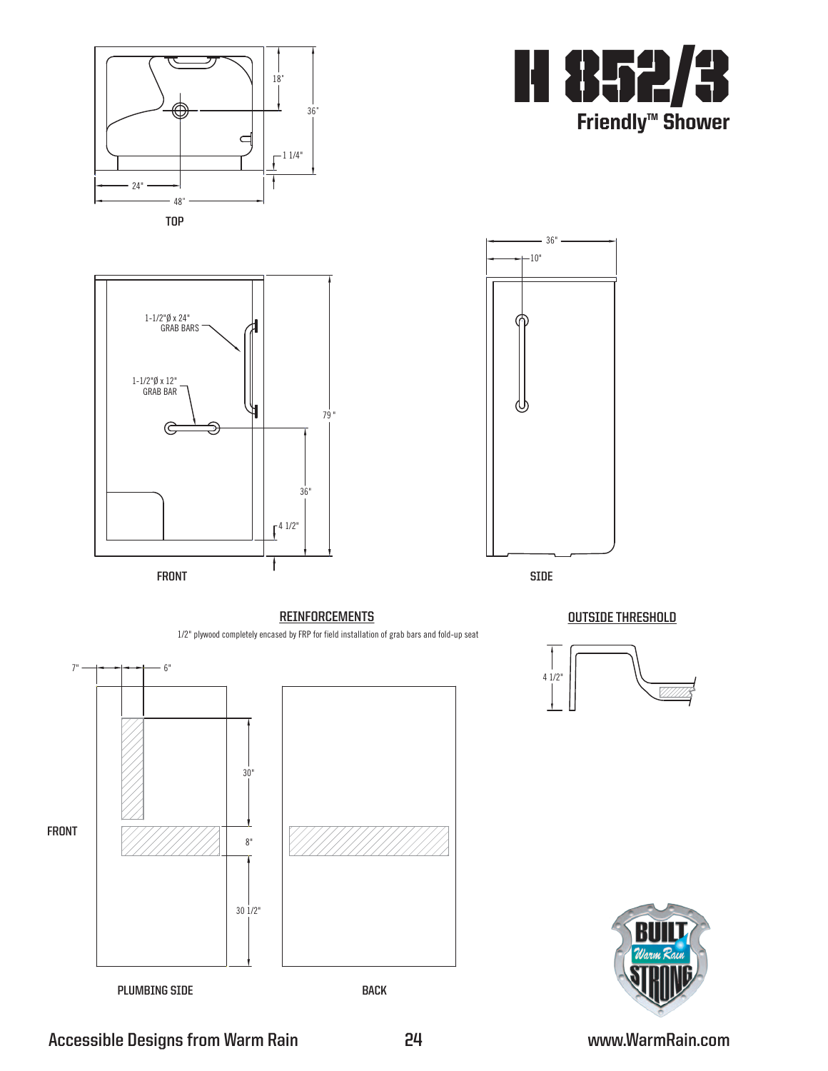# H 852/3

## Friendly™ Shower

TOP

18"

36"

1 1/4"

24"

48"

1-1/2"Ø x 24" GRAB BARS

1-1/2"Ø x 12" GRAB BAR

79"

36"

4 1/2"

FRONT

36"

10"

SIDE

### REINFORCEMENTS

1/2" plywood completely encased by FRP for field installation of grab bars and fold-up seat

7"

6"

30"

8"

30 1/2"

FRONT

PLUMBING SIDE

BACK

### OUTSIDE THRESHOLD

4 1/2"

BUILT Warm Rain STRONG

Accessible Designs from Warm Rain

www.WarmRain.com